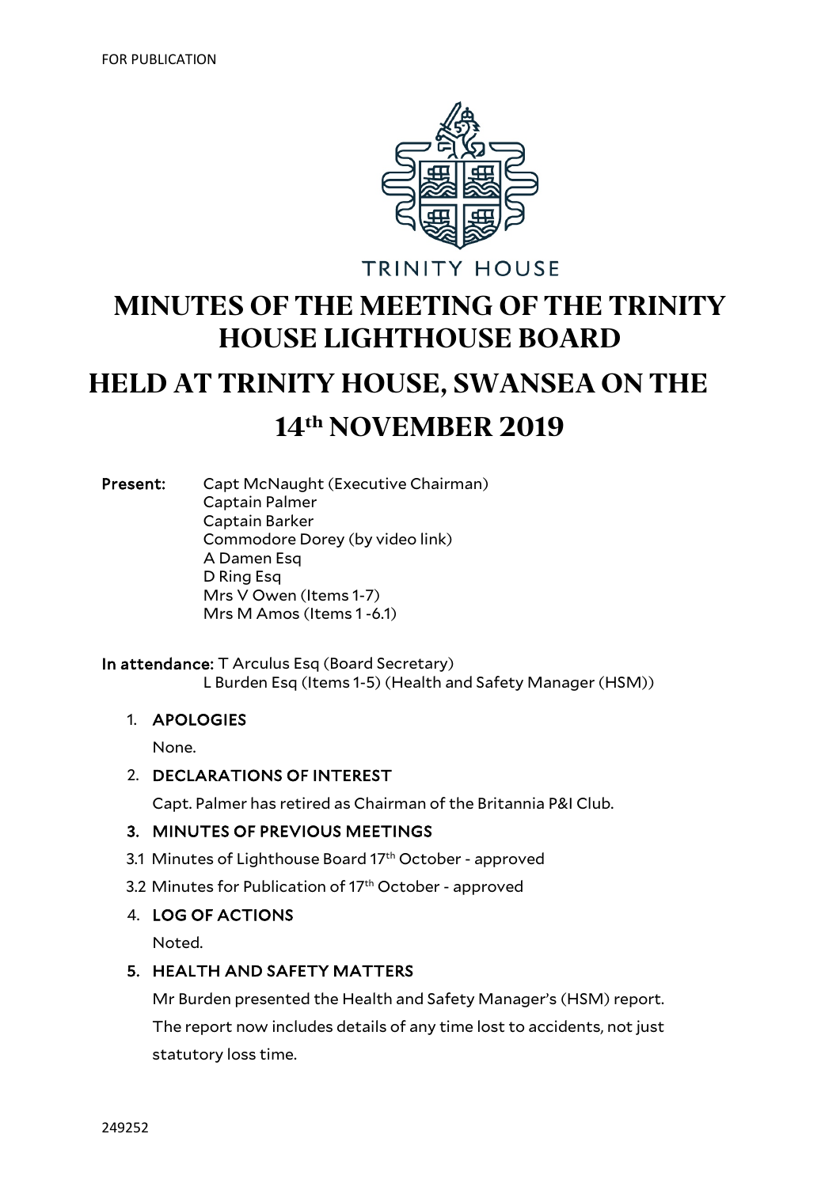FOR PUBLICATION

TRINITY HOUSE

# MINUTES OF THE MEETING OF THE TRINITY HOUSE LIGHTHOUSE BOARD

# HELD AT TRINITY HOUSE, SWANSEA ON THE 14th NOVEMBER 2019

**Present:** Capt McNaught (Executive Chairman)
Captain Palmer
Captain Barker
Commodore Dorey (by video link)
A Damen Esq
D Ring Esq
Mrs V Owen (Items 1-7)
Mrs M Amos (Items 1 -6.1)

**In attendance:** T Arculus Esq (Board Secretary)
L Burden Esq (Items 1-5) (Health and Safety Manager (HSM))

1. **APOLOGIES**

   None.

2. **DECLARATIONS OF INTEREST**

   Capt. Palmer has retired as Chairman of the Britannia P&I Club.

3. **MINUTES OF PREVIOUS MEETINGS**

   3.1 Minutes of Lighthouse Board 17th October - approved

   3.2 Minutes for Publication of 17th October - approved

4. **LOG OF ACTIONS**

   Noted.

5. **HEALTH AND SAFETY MATTERS**

   Mr Burden presented the Health and Safety Manager's (HSM) report. The report now includes details of any time lost to accidents, not just statutory loss time.

249252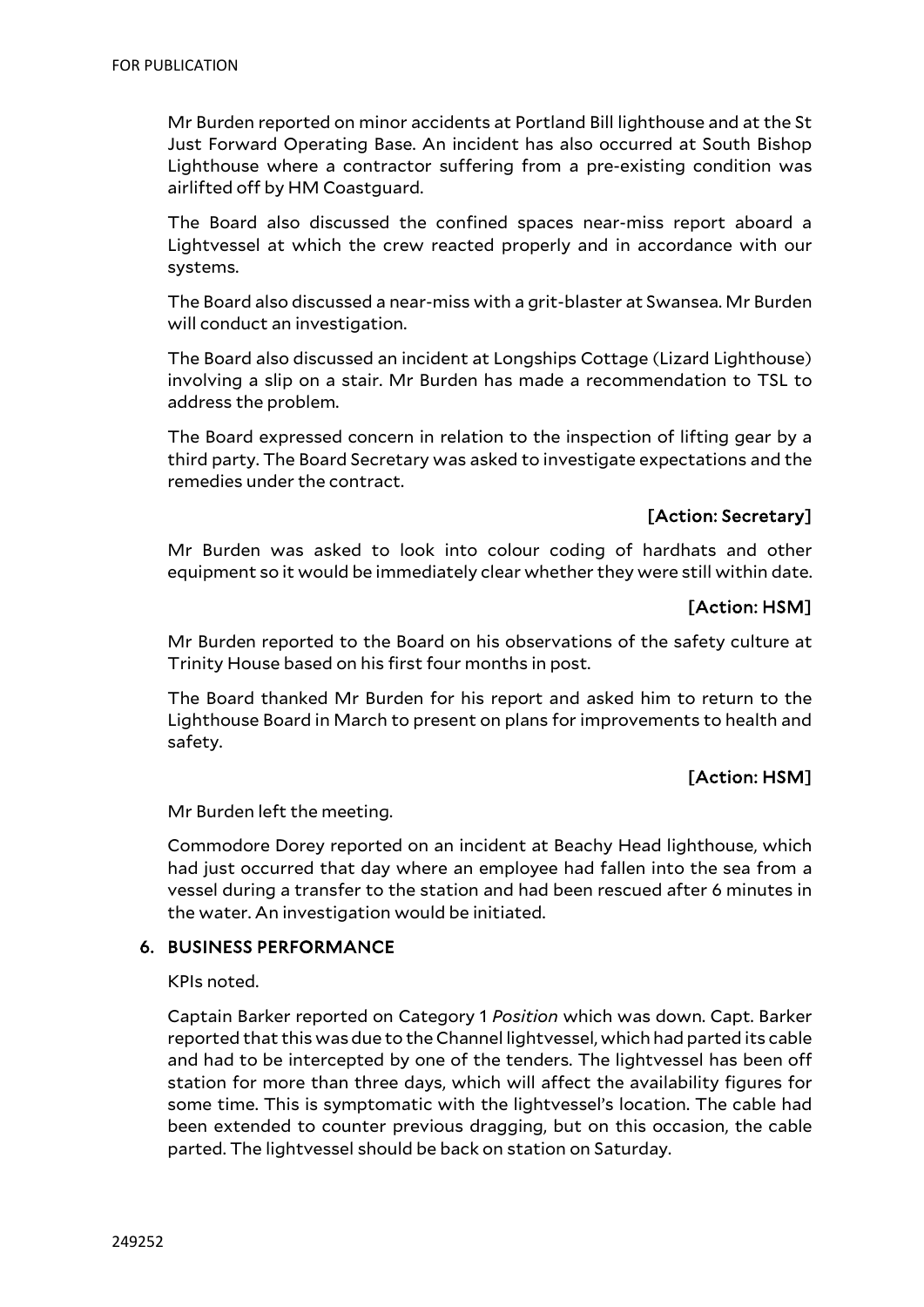Mr Burden reported on minor accidents at Portland Bill lighthouse and at the St Just Forward Operating Base. An incident has also occurred at South Bishop Lighthouse where a contractor suffering from a pre-existing condition was airlifted off by HM Coastguard.

The Board also discussed the confined spaces near-miss report aboard a Lightvessel at which the crew reacted properly and in accordance with our systems.

The Board also discussed a near-miss with a grit-blaster at Swansea. Mr Burden will conduct an investigation.

The Board also discussed an incident at Longships Cottage (Lizard Lighthouse) involving a slip on a stair. Mr Burden has made a recommendation to TSL to address the problem.

The Board expressed concern in relation to the inspection of lifting gear by a third party. The Board Secretary was asked to investigate expectations and the remedies under the contract.

**[Action: Secretary]**

Mr Burden was asked to look into colour coding of hardhats and other equipment so it would be immediately clear whether they were still within date.

**[Action: HSM]**

Mr Burden reported to the Board on his observations of the safety culture at Trinity House based on his first four months in post.

The Board thanked Mr Burden for his report and asked him to return to the Lighthouse Board in March to present on plans for improvements to health and safety.

**[Action: HSM]**

Mr Burden left the meeting.

Commodore Dorey reported on an incident at Beachy Head lighthouse, which had just occurred that day where an employee had fallen into the sea from a vessel during a transfer to the station and had been rescued after 6 minutes in the water. An investigation would be initiated.

## 6. BUSINESS PERFORMANCE

KPIs noted.

Captain Barker reported on Category 1 *Position* which was down. Capt. Barker reported that this was due to the Channel lightvessel, which had parted its cable and had to be intercepted by one of the tenders. The lightvessel has been off station for more than three days, which will affect the availability figures for some time. This is symptomatic with the lightvessel's location. The cable had been extended to counter previous dragging, but on this occasion, the cable parted. The lightvessel should be back on station on Saturday.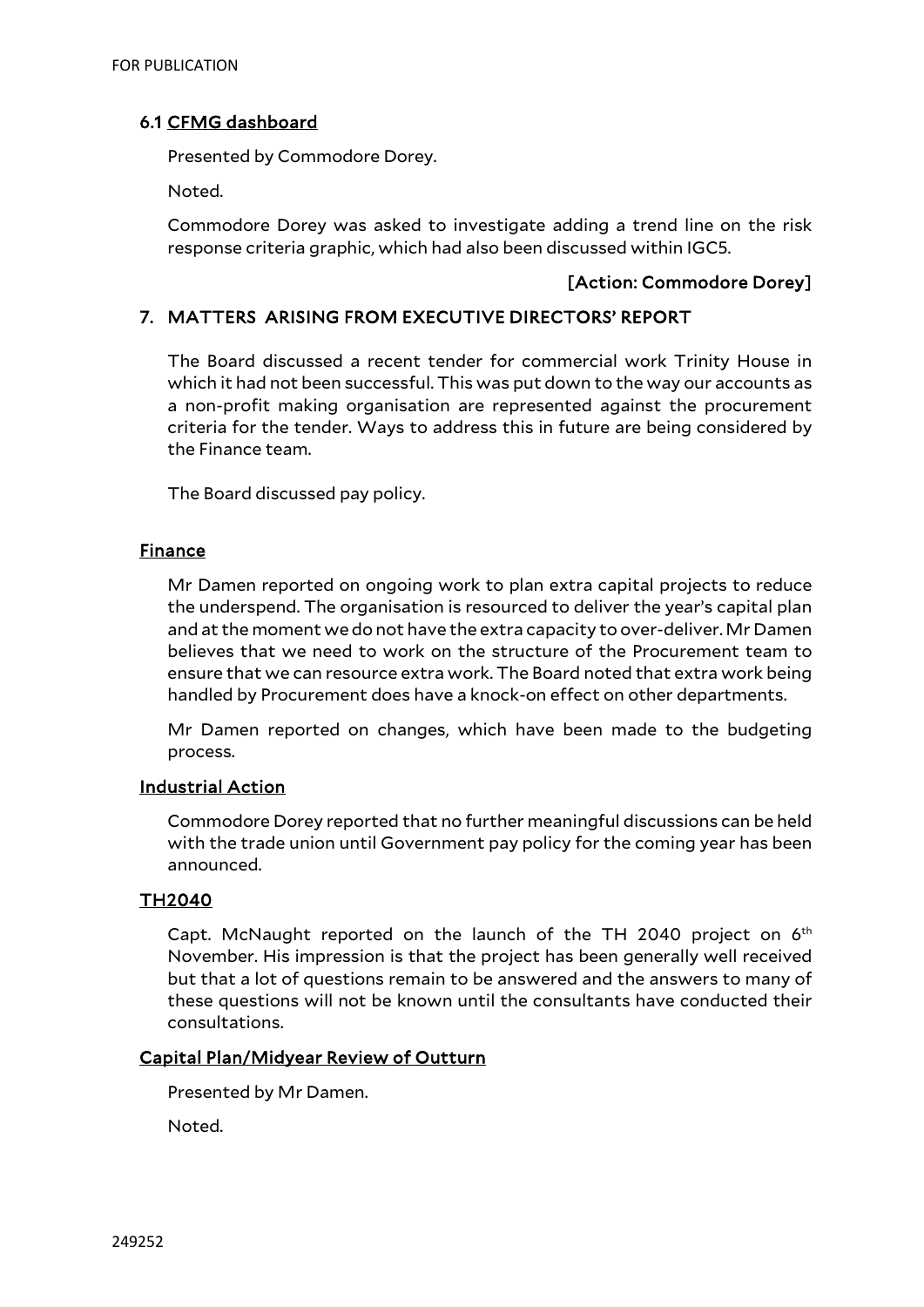### 6.1 CFMG dashboard

Presented by Commodore Dorey.

Noted.

Commodore Dorey was asked to investigate adding a trend line on the risk response criteria graphic, which had also been discussed within IGC5.

**[Action: Commodore Dorey]**

## 7. MATTERS ARISING FROM EXECUTIVE DIRECTORS' REPORT

The Board discussed a recent tender for commercial work Trinity House in which it had not been successful. This was put down to the way our accounts as a non-profit making organisation are represented against the procurement criteria for the tender. Ways to address this in future are being considered by the Finance team.

The Board discussed pay policy.

### Finance

Mr Damen reported on ongoing work to plan extra capital projects to reduce the underspend. The organisation is resourced to deliver the year's capital plan and at the moment we do not have the extra capacity to over-deliver. Mr Damen believes that we need to work on the structure of the Procurement team to ensure that we can resource extra work. The Board noted that extra work being handled by Procurement does have a knock-on effect on other departments.

Mr Damen reported on changes, which have been made to the budgeting process.

### Industrial Action

Commodore Dorey reported that no further meaningful discussions can be held with the trade union until Government pay policy for the coming year has been announced.

### TH2040

Capt. McNaught reported on the launch of the TH 2040 project on 6th November. His impression is that the project has been generally well received but that a lot of questions remain to be answered and the answers to many of these questions will not be known until the consultants have conducted their consultations.

### Capital Plan/Midyear Review of Outturn

Presented by Mr Damen.

Noted.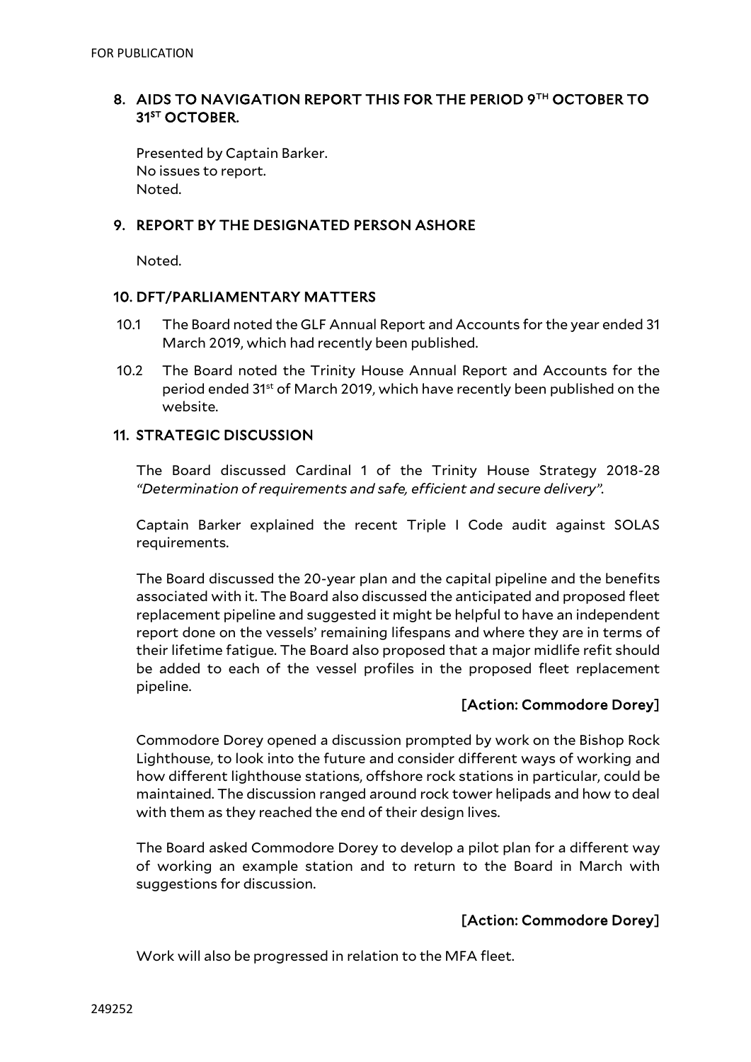## 8. AIDS TO NAVIGATION REPORT THIS FOR THE PERIOD 9TH OCTOBER TO 31ST OCTOBER.

Presented by Captain Barker.
No issues to report.
Noted.

## 9. REPORT BY THE DESIGNATED PERSON ASHORE

Noted.

## 10. DFT/PARLIAMENTARY MATTERS

10.1 The Board noted the GLF Annual Report and Accounts for the year ended 31 March 2019, which had recently been published.

10.2 The Board noted the Trinity House Annual Report and Accounts for the period ended 31st of March 2019, which have recently been published on the website.

## 11. STRATEGIC DISCUSSION

The Board discussed Cardinal 1 of the Trinity House Strategy 2018-28 *"Determination of requirements and safe, efficient and secure delivery"*.

Captain Barker explained the recent Triple I Code audit against SOLAS requirements.

The Board discussed the 20-year plan and the capital pipeline and the benefits associated with it. The Board also discussed the anticipated and proposed fleet replacement pipeline and suggested it might be helpful to have an independent report done on the vessels' remaining lifespans and where they are in terms of their lifetime fatigue. The Board also proposed that a major midlife refit should be added to each of the vessel profiles in the proposed fleet replacement pipeline.

**[Action: Commodore Dorey]**

Commodore Dorey opened a discussion prompted by work on the Bishop Rock Lighthouse, to look into the future and consider different ways of working and how different lighthouse stations, offshore rock stations in particular, could be maintained. The discussion ranged around rock tower helipads and how to deal with them as they reached the end of their design lives.

The Board asked Commodore Dorey to develop a pilot plan for a different way of working an example station and to return to the Board in March with suggestions for discussion.

**[Action: Commodore Dorey]**

Work will also be progressed in relation to the MFA fleet.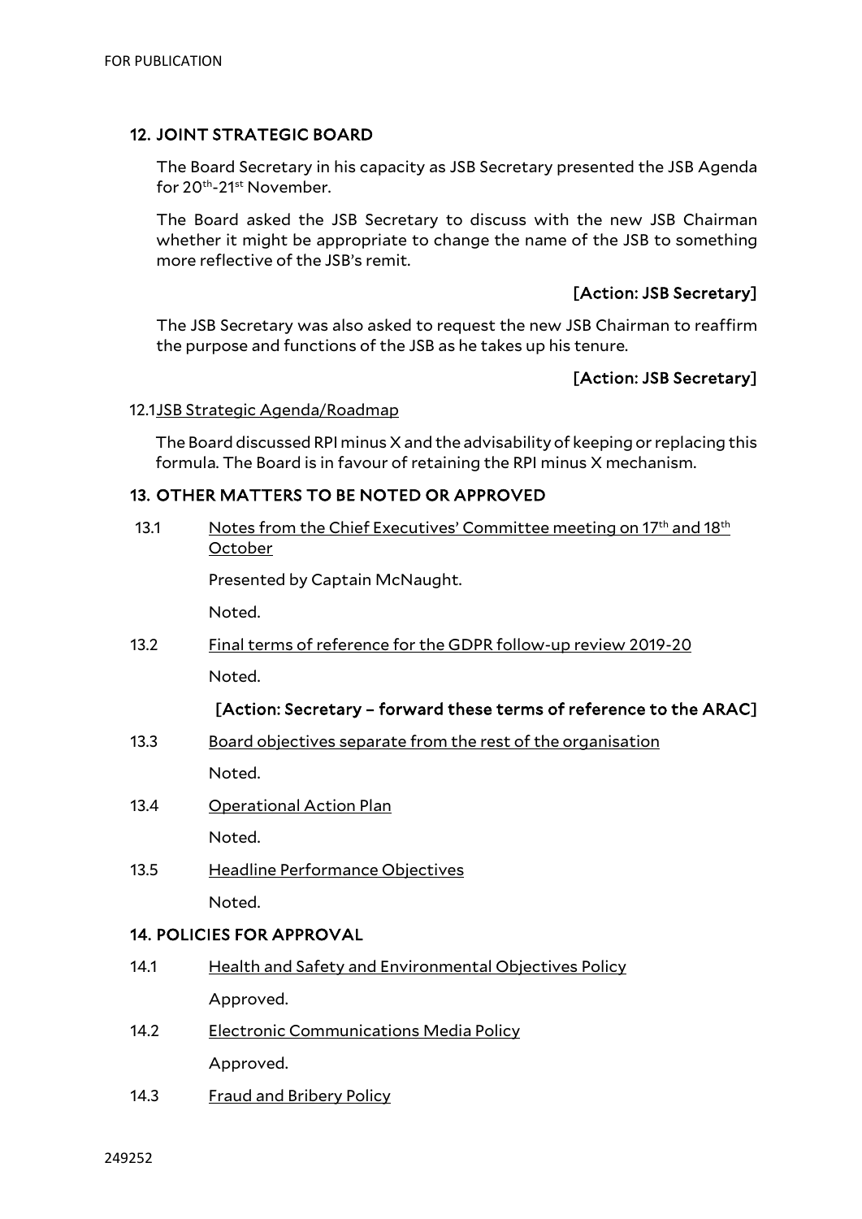## 12. JOINT STRATEGIC BOARD

The Board Secretary in his capacity as JSB Secretary presented the JSB Agenda for 20th-21st November.

The Board asked the JSB Secretary to discuss with the new JSB Chairman whether it might be appropriate to change the name of the JSB to something more reflective of the JSB's remit.

**[Action: JSB Secretary]**

The JSB Secretary was also asked to request the new JSB Chairman to reaffirm the purpose and functions of the JSB as he takes up his tenure.

**[Action: JSB Secretary]**

12.1 JSB Strategic Agenda/Roadmap

The Board discussed RPI minus X and the advisability of keeping or replacing this formula. The Board is in favour of retaining the RPI minus X mechanism.

## 13. OTHER MATTERS TO BE NOTED OR APPROVED

13.1 Notes from the Chief Executives' Committee meeting on 17th and 18th October

Presented by Captain McNaught.

Noted.

13.2 Final terms of reference for the GDPR follow-up review 2019-20

Noted.

**[Action: Secretary – forward these terms of reference to the ARAC]**

13.3 Board objectives separate from the rest of the organisation

Noted.

13.4 Operational Action Plan

Noted.

13.5 Headline Performance Objectives

Noted.

## 14. POLICIES FOR APPROVAL

14.1 Health and Safety and Environmental Objectives Policy

Approved.

14.2 Electronic Communications Media Policy

Approved.

14.3 Fraud and Bribery Policy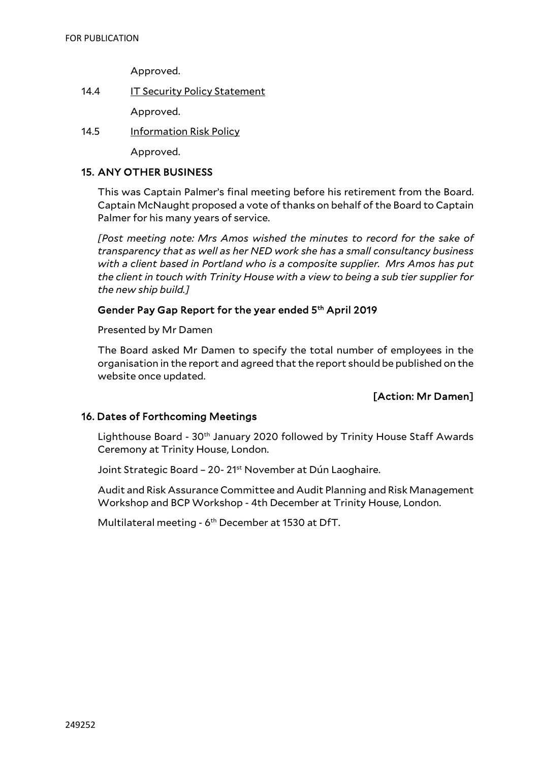Approved.

14.4 IT Security Policy Statement

Approved.

14.5 Information Risk Policy

Approved.

## 15. ANY OTHER BUSINESS

This was Captain Palmer's final meeting before his retirement from the Board. Captain McNaught proposed a vote of thanks on behalf of the Board to Captain Palmer for his many years of service.

*[Post meeting note: Mrs Amos wished the minutes to record for the sake of transparency that as well as her NED work she has a small consultancy business with a client based in Portland who is a composite supplier. Mrs Amos has put the client in touch with Trinity House with a view to being a sub tier supplier for the new ship build.]*

### Gender Pay Gap Report for the year ended 5th April 2019

Presented by Mr Damen

The Board asked Mr Damen to specify the total number of employees in the organisation in the report and agreed that the report should be published on the website once updated.

**[Action: Mr Damen]**

## 16. Dates of Forthcoming Meetings

Lighthouse Board - 30th January 2020 followed by Trinity House Staff Awards Ceremony at Trinity House, London.

Joint Strategic Board – 20- 21st November at Dún Laoghaire.

Audit and Risk Assurance Committee and Audit Planning and Risk Management Workshop and BCP Workshop - 4th December at Trinity House, London.

Multilateral meeting - 6th December at 1530 at DfT.